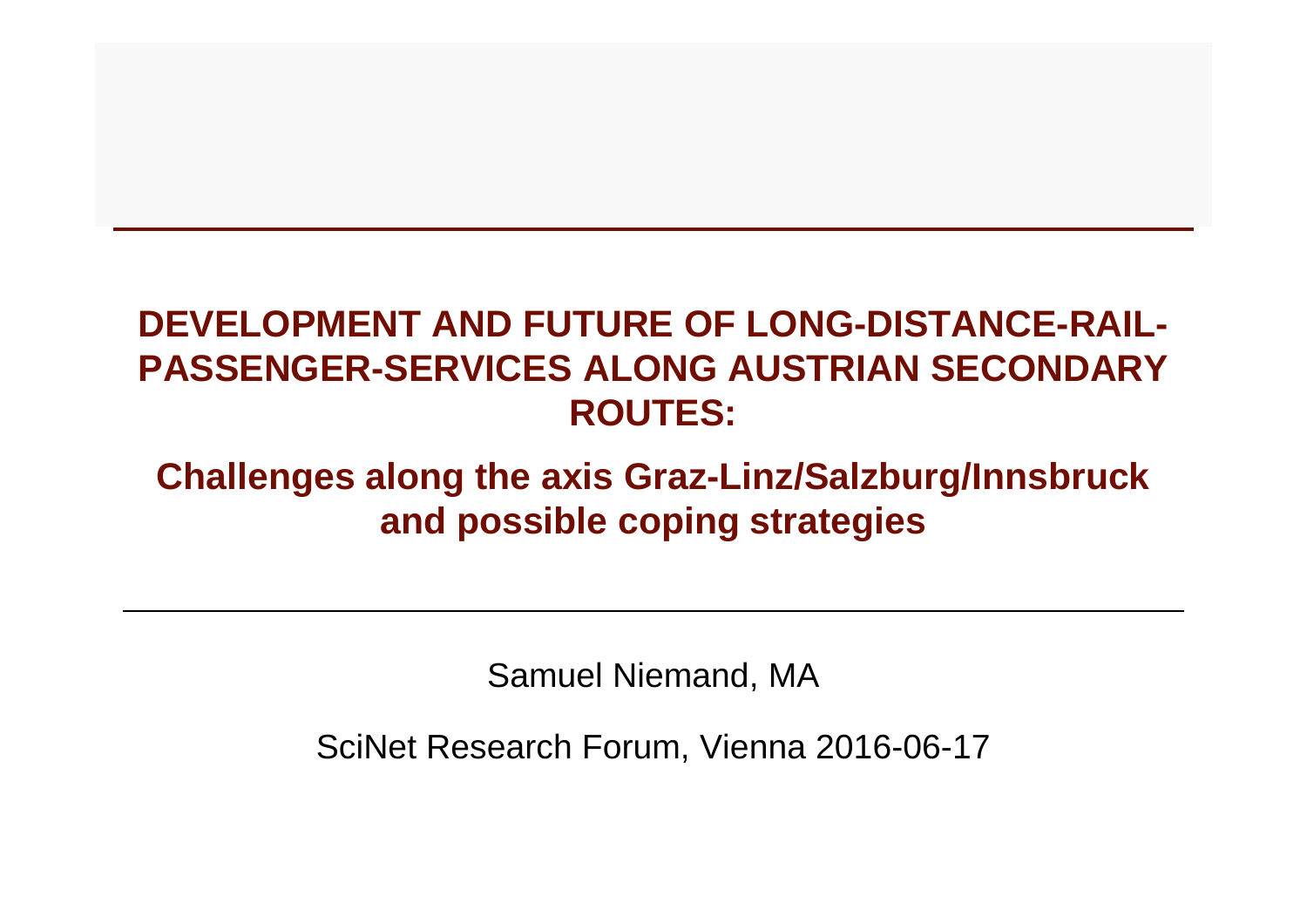# DEVELOPMENT AND FUTURE OF LONG-DISTANCE-RAIL-PASSENGER-SERVICES ALONG AUSTRIAN SECONDARY ROUTES:

## Challenges along the axis Graz-Linz/Salzburg/Innsbruck and possible coping strategies

---

Samuel Niemand, MA

SciNet Research Forum, Vienna 2016-06-17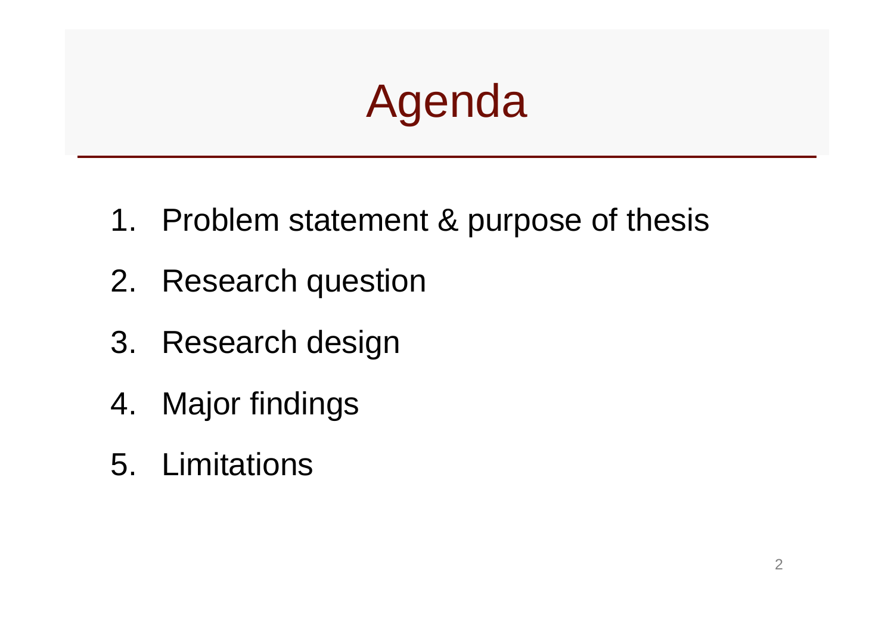# Agenda

1. Problem statement & purpose of thesis
2. Research question
3. Research design
4. Major findings
5. Limitations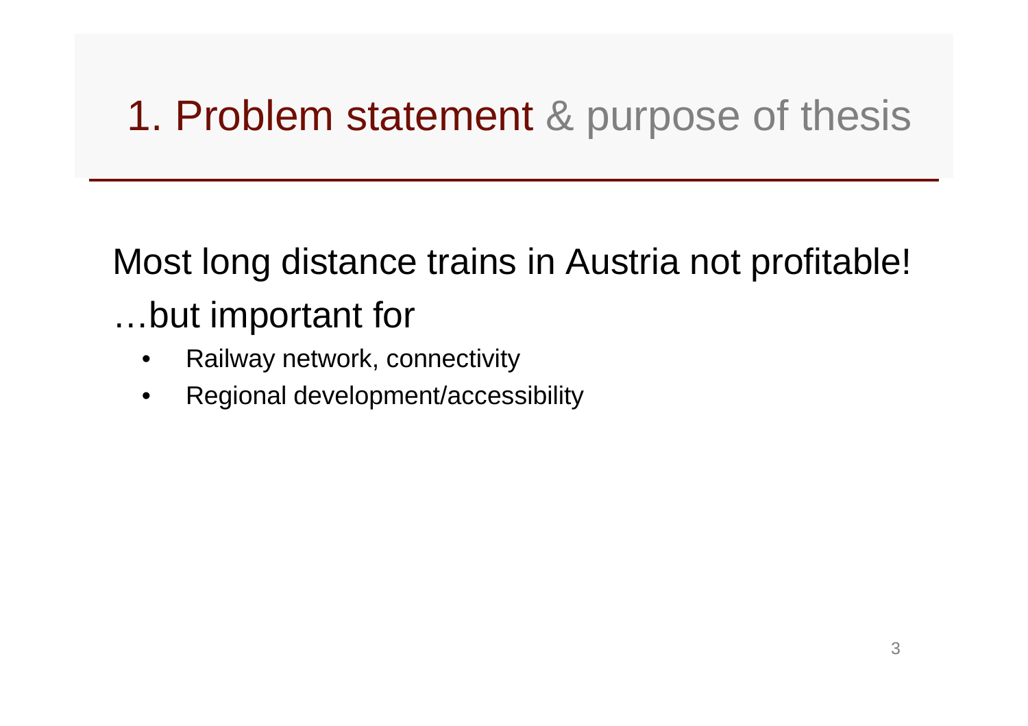# 1. Problem statement & purpose of thesis

Most long distance trains in Austria not profitable!

…but important for

- Railway network, connectivity
- Regional development/accessibility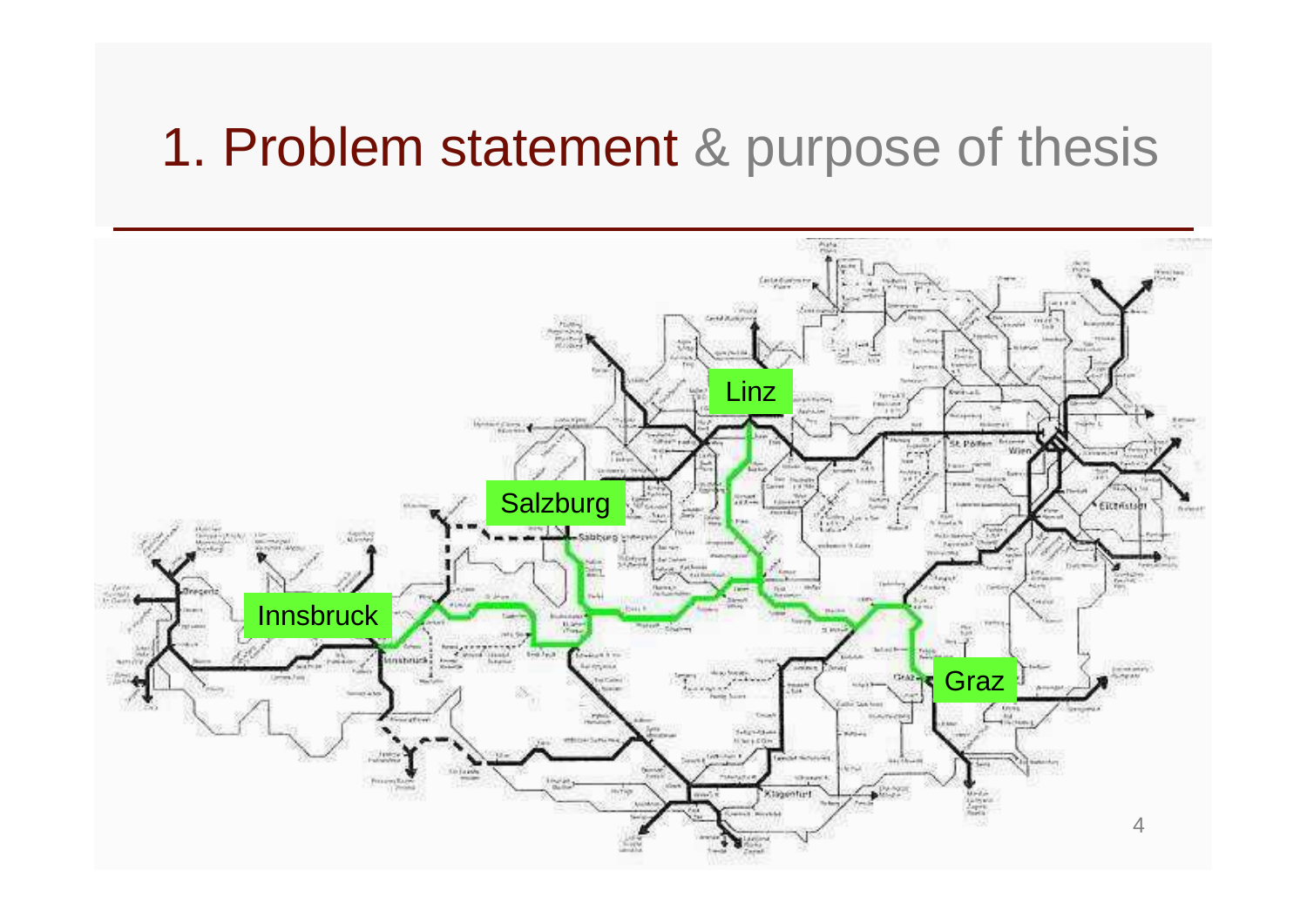# 1. Problem statement & purpose of thesis

Linz

Salzburg

Innsbruck

Graz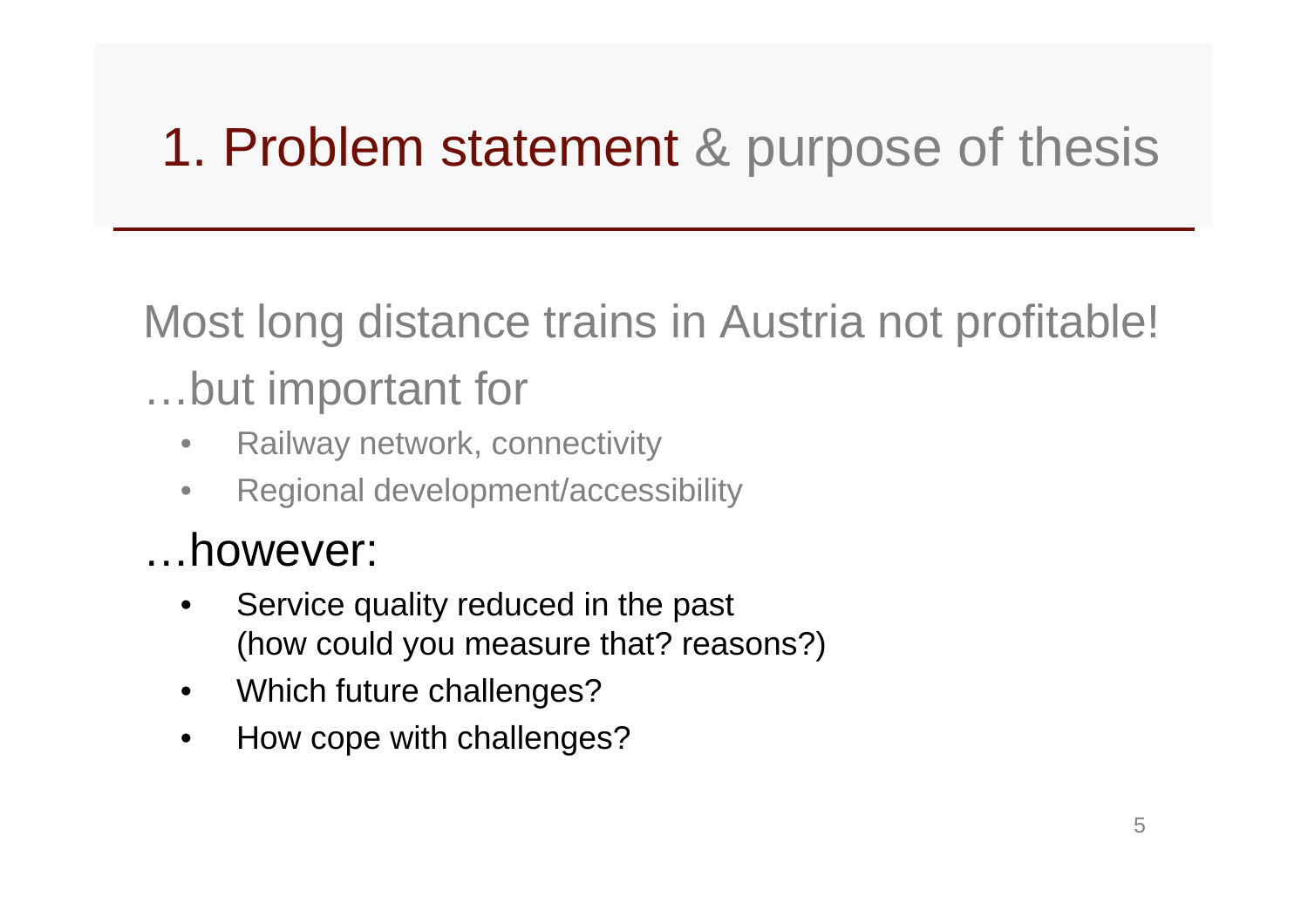# 1. Problem statement & purpose of thesis

Most long distance trains in Austria not profitable!

…but important for

- Railway network, connectivity
- Regional development/accessibility

…however:

- Service quality reduced in the past (how could you measure that? reasons?)
- Which future challenges?
- How cope with challenges?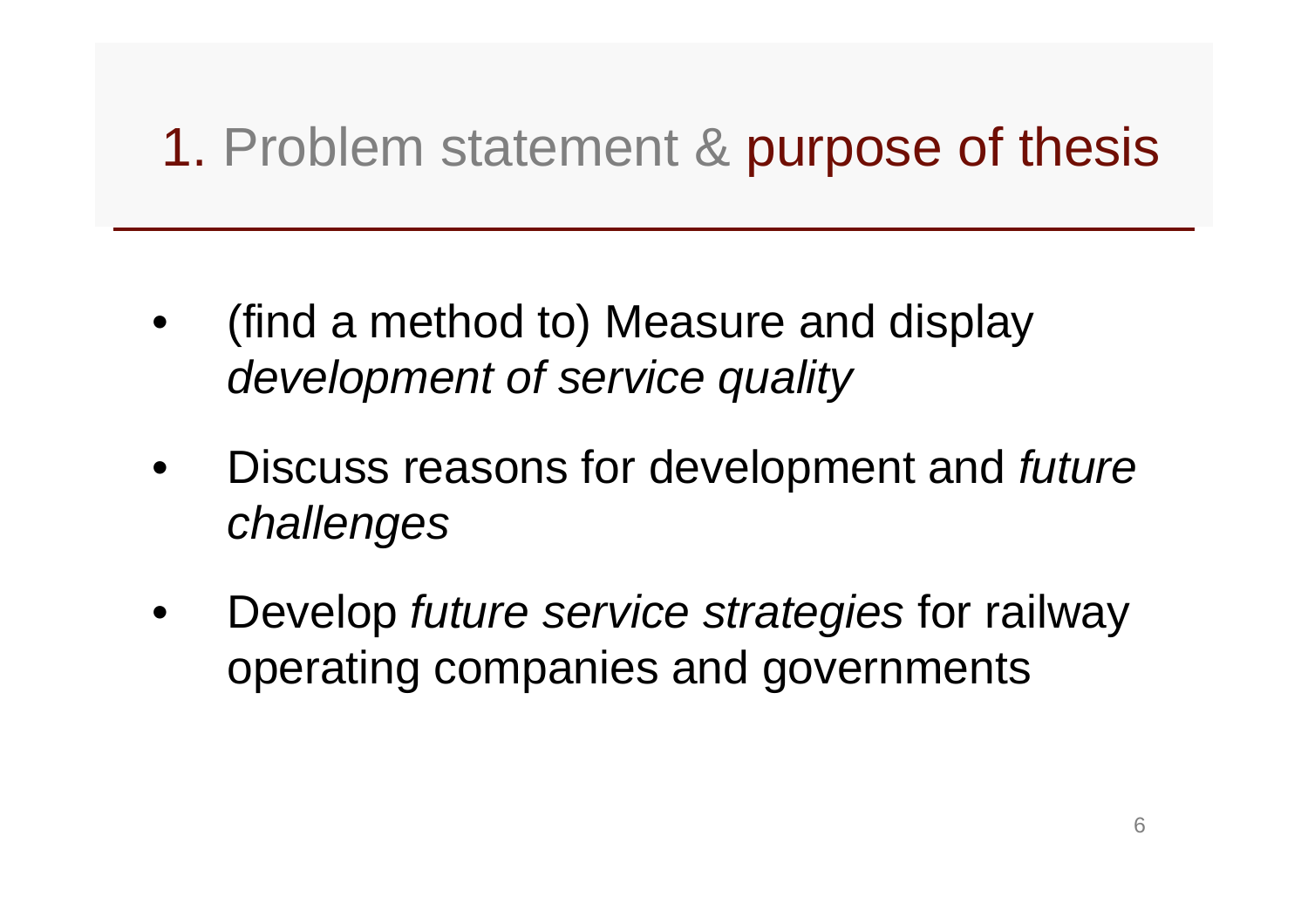# 1. Problem statement & purpose of thesis

- (find a method to) Measure and display *development of service quality*
- Discuss reasons for development and *future challenges*
- Develop *future service strategies* for railway operating companies and governments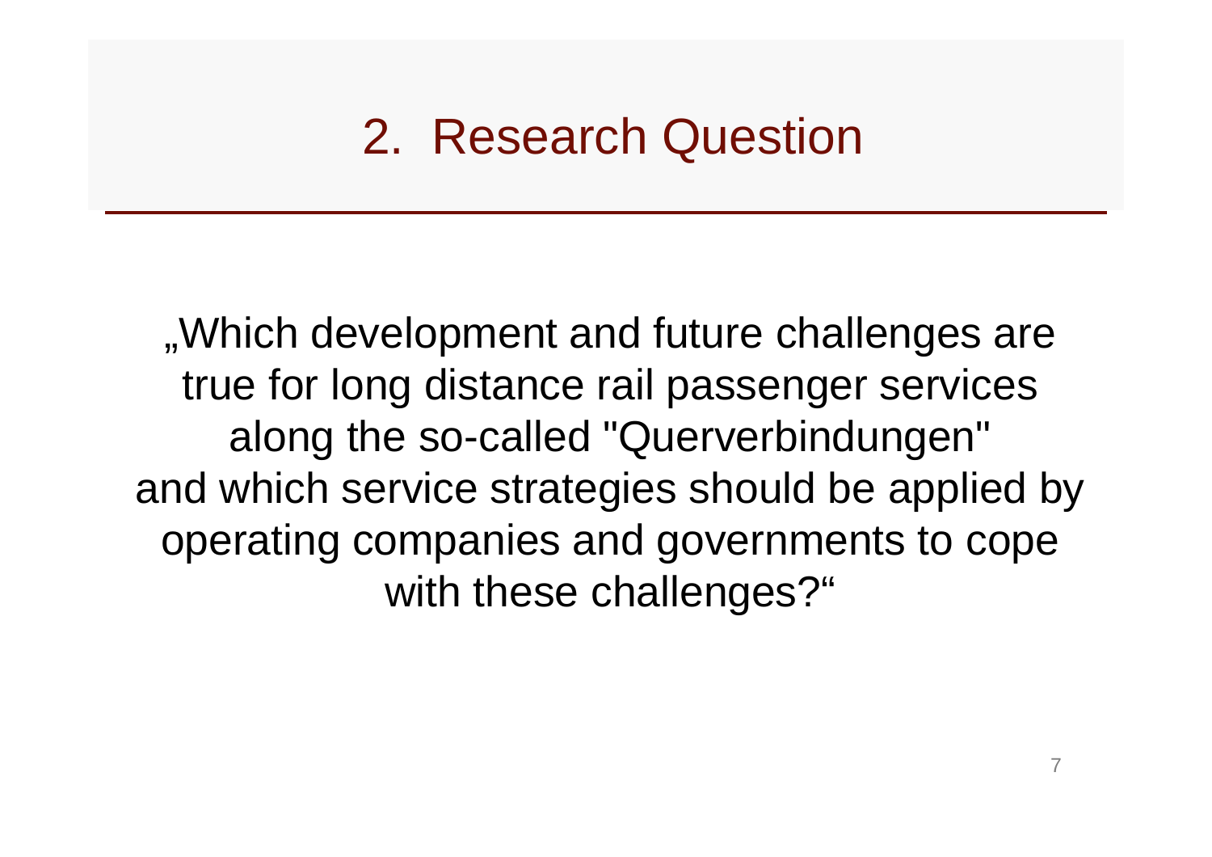# 2. Research Question

„Which development and future challenges are true for long distance rail passenger services along the so-called "Querverbindungen" and which service strategies should be applied by operating companies and governments to cope with these challenges?"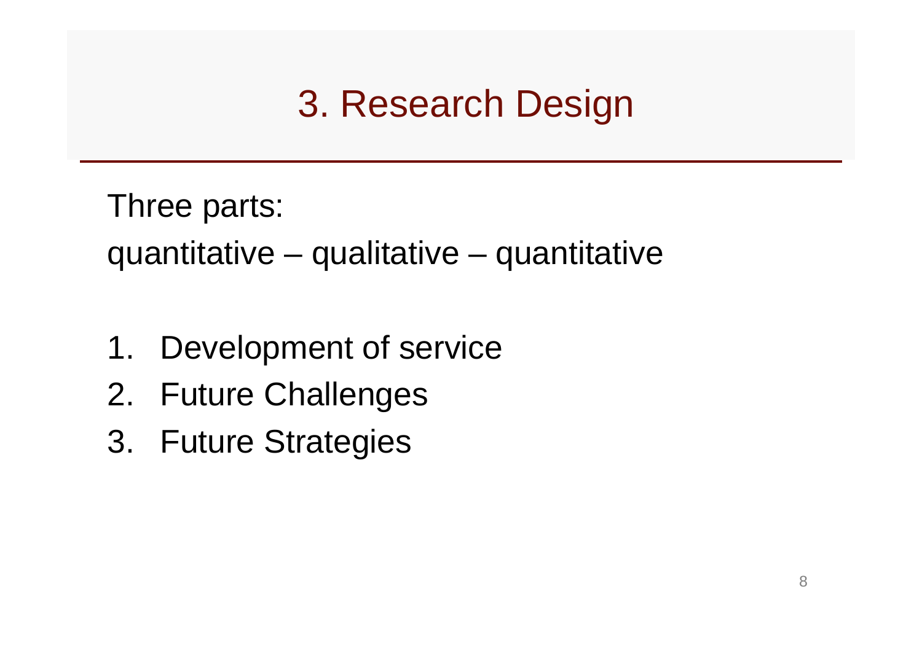# 3. Research Design

Three parts:

quantitative – qualitative – quantitative

1. Development of service
2. Future Challenges
3. Future Strategies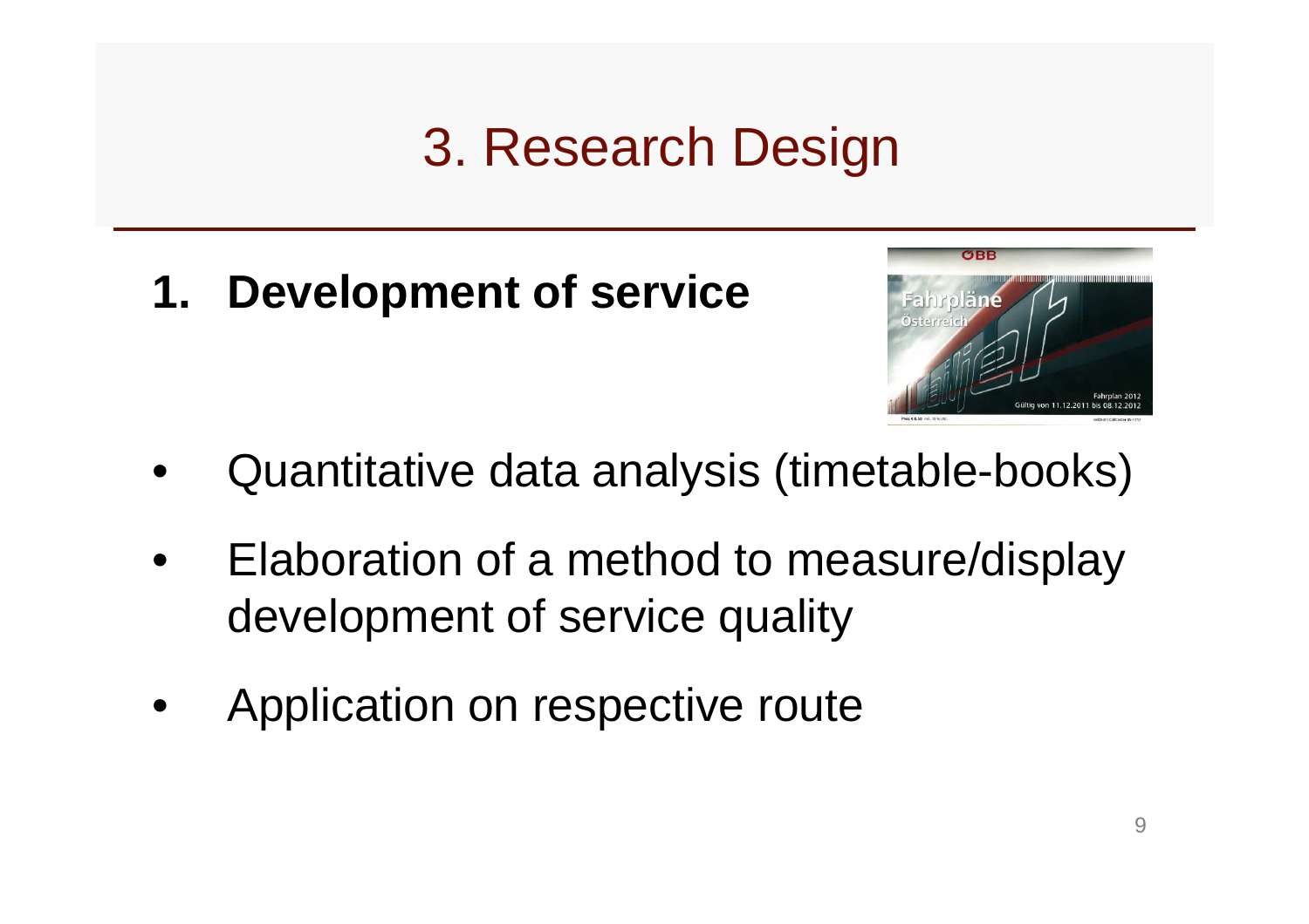# 3. Research Design

**1. Development of service**

- Quantitative data analysis (timetable-books)
- Elaboration of a method to measure/display development of service quality
- Application on respective route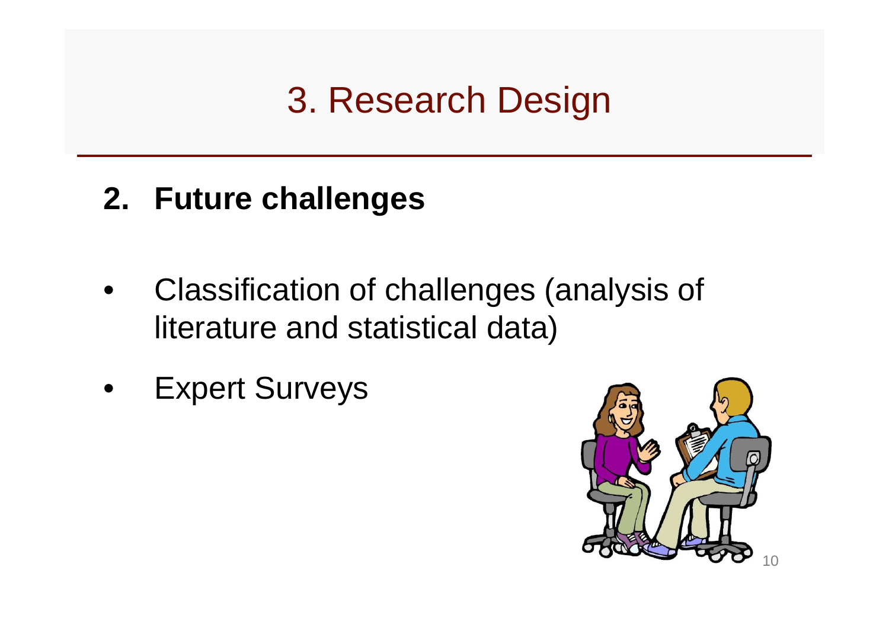# 3. Research Design

## 2. Future challenges

- Classification of challenges (analysis of literature and statistical data)
- Expert Surveys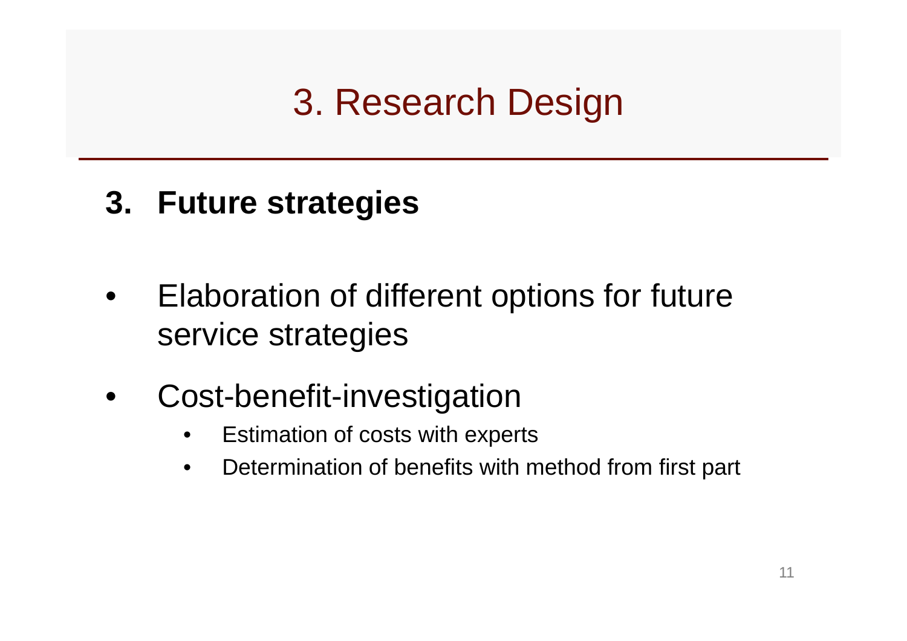# 3. Research Design

## 3. Future strategies

- Elaboration of different options for future service strategies
- Cost-benefit-investigation
  - Estimation of costs with experts
  - Determination of benefits with method from first part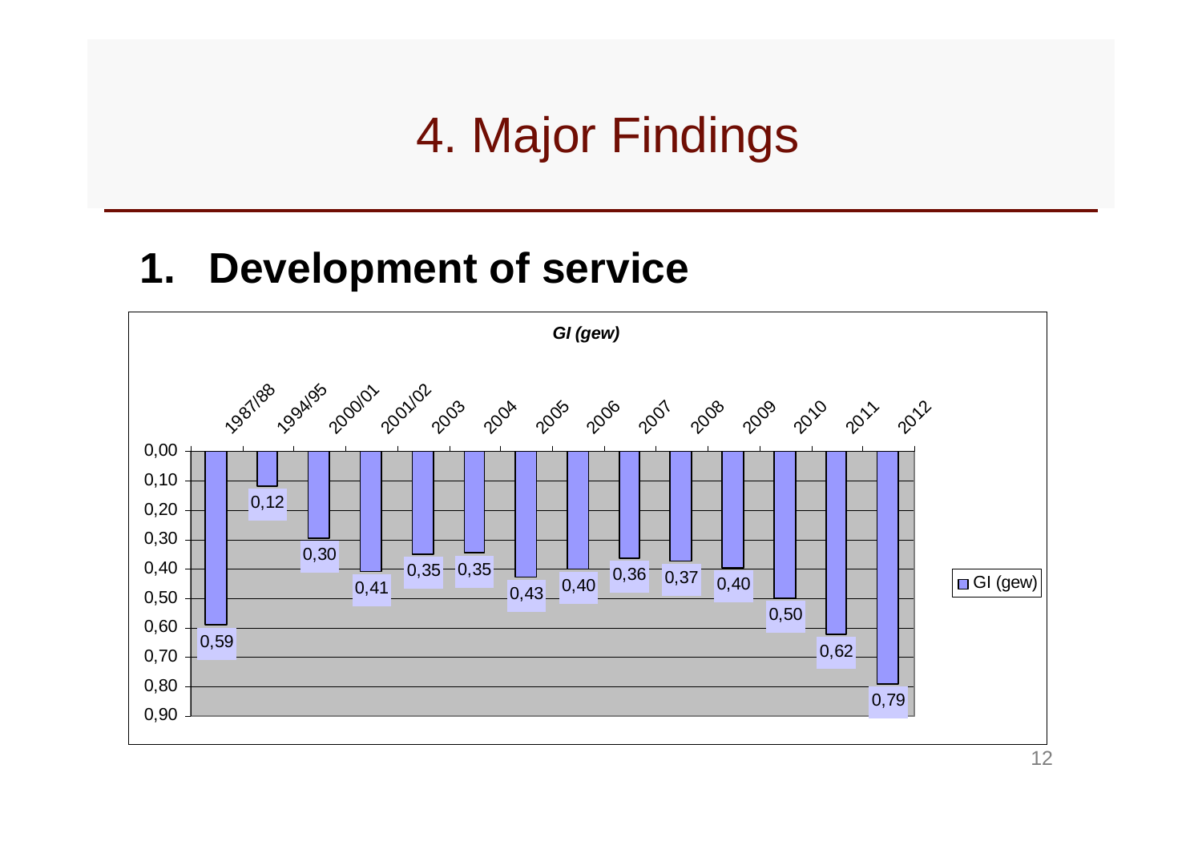# 4. Major Findings

## 1. Development of service

*GI (gew)*

| Year | GI (gew) |
|---|---|
| 1987/88 | 0,59 |
| 1994/95 | 0,12 |
| 2000/01 | 0,30 |
| 2001/02 | 0,41 |
| 2003 | 0,35 |
| 2004 | 0,35 |
| 2005 | 0,43 |
| 2006 | 0,40 |
| 2007 | 0,36 |
| 2008 | 0,37 |
| 2009 | 0,40 |
| 2010 | 0,50 |
| 2011 | 0,62 |
| 2012 | 0,79 |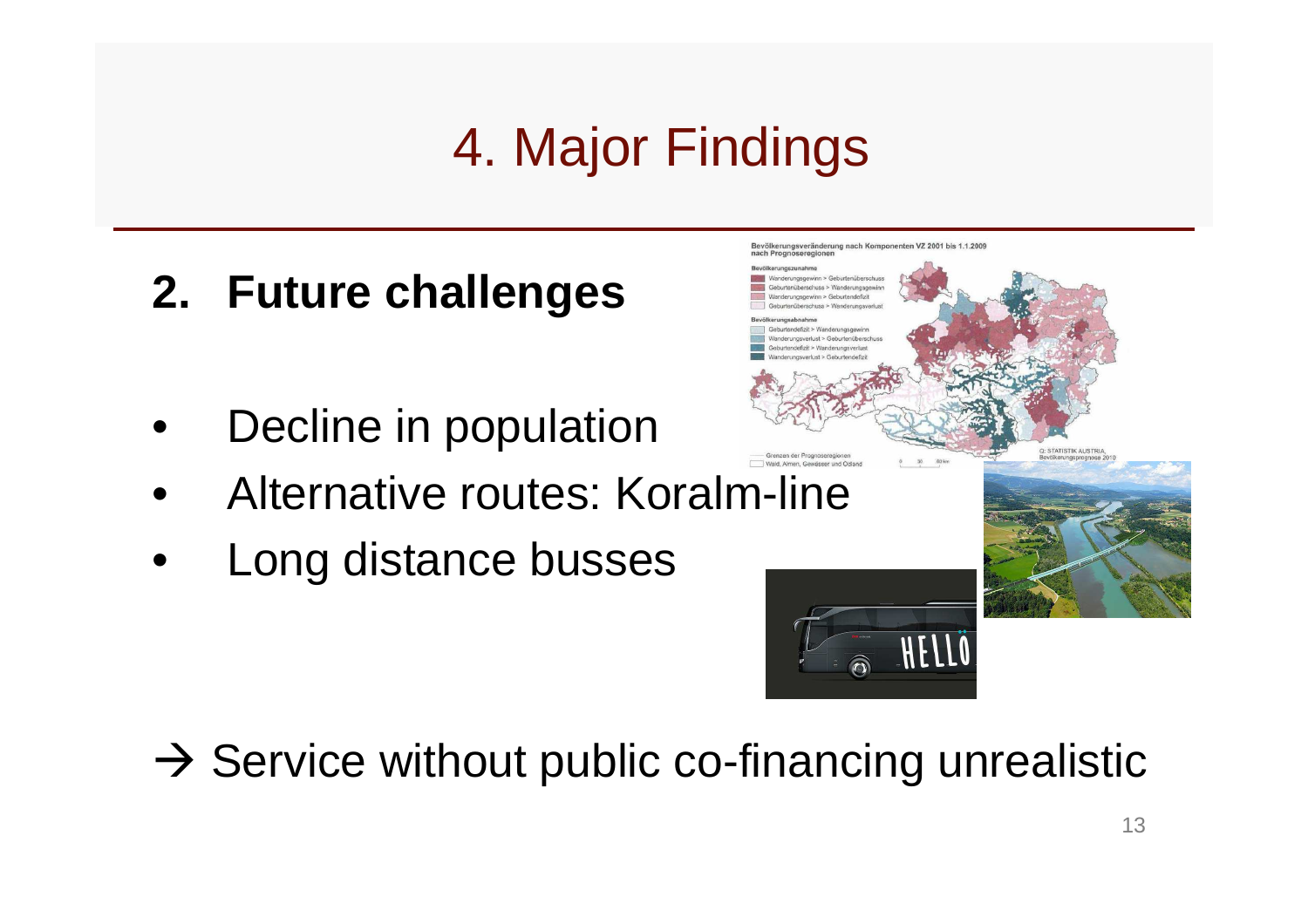# 4. Major Findings

## 2. Future challenges

- Decline in population
- Alternative routes: Koralm-line
- Long distance busses

→ Service without public co-financing unrealistic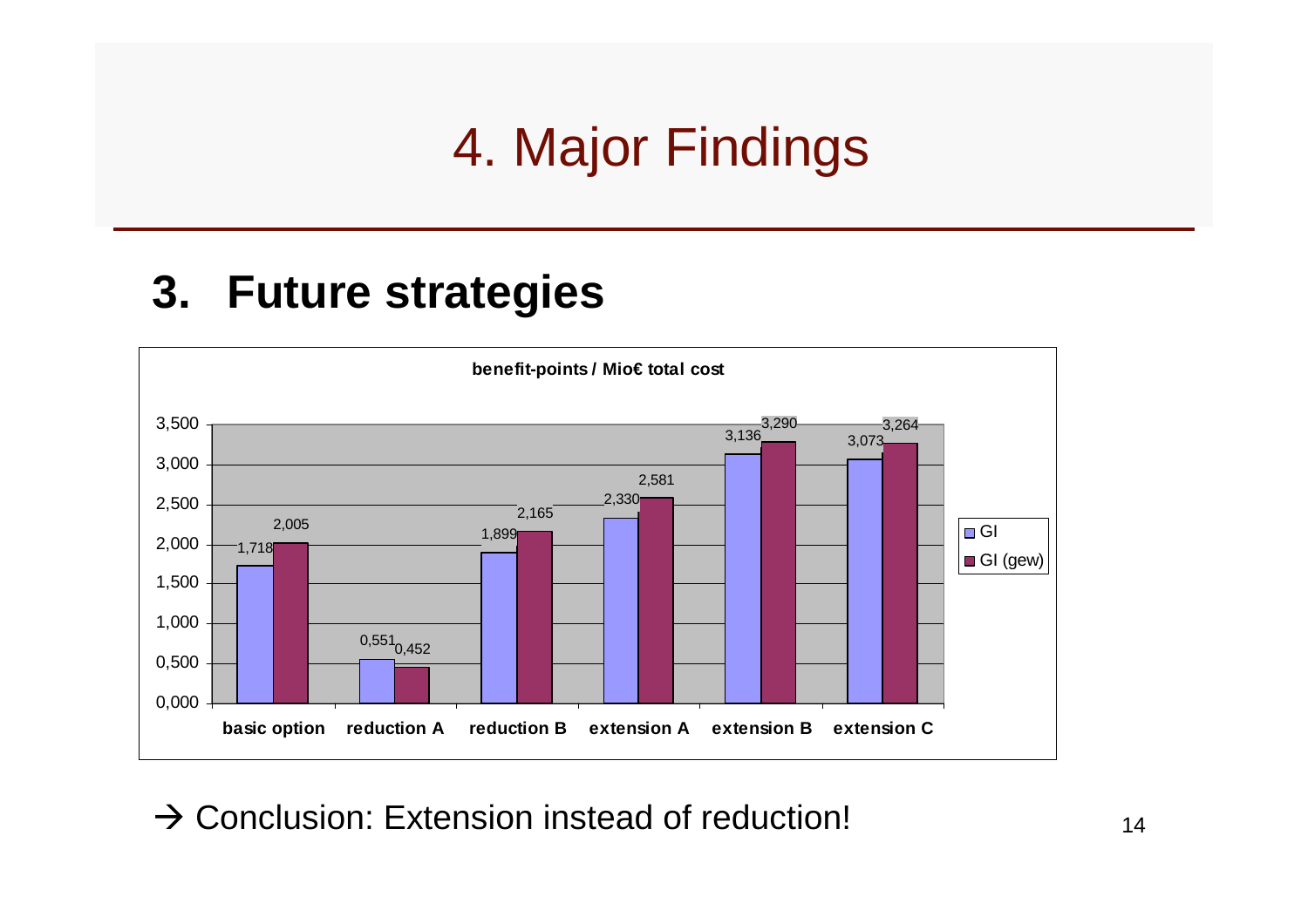# 4. Major Findings

## 3. Future strategies

**benefit-points / Mio€ total cost**

| | GI | GI (gew) |
|---|---|---|
| basic option | 1,718 | 2,005 |
| reduction A | 0,551 | 0,452 |
| reduction B | 1,899 | 2,165 |
| extension A | 2,330 | 2,581 |
| extension B | 3,136 | 3,290 |
| extension C | 3,073 | 3,264 |

→ Conclusion: Extension instead of reduction!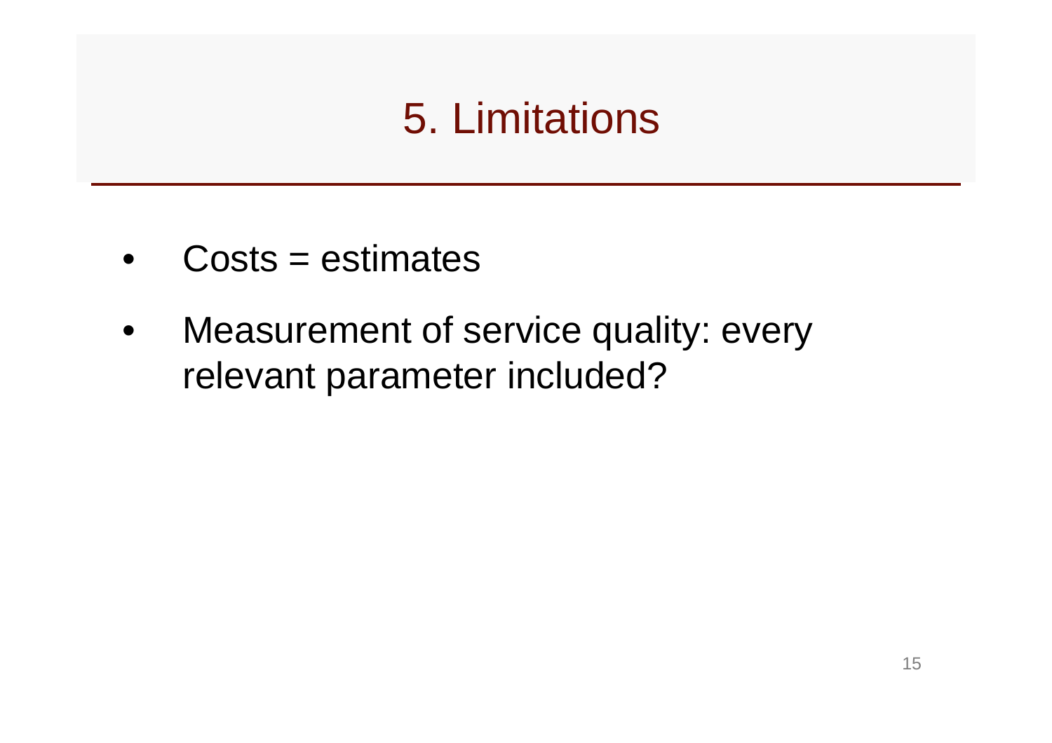# 5. Limitations

- Costs = estimates
- Measurement of service quality: every relevant parameter included?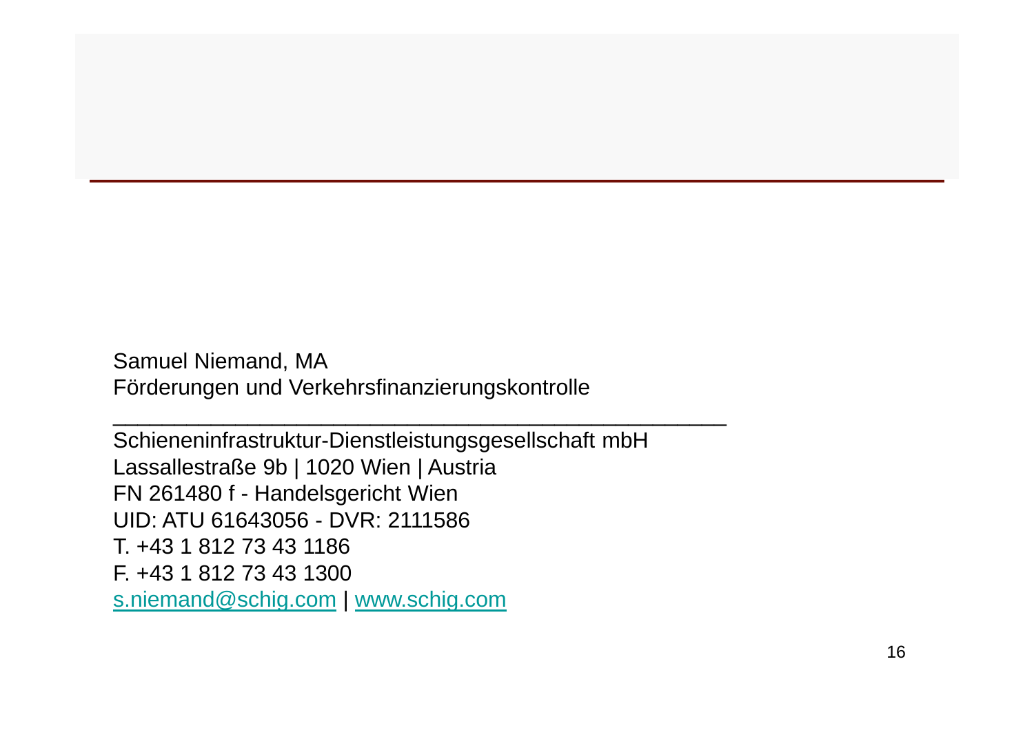Samuel Niemand, MA
Förderungen und Verkehrsfinanzierungskontrolle

_______________________________________________

Schieneninfrastruktur-Dienstleistungsgesellschaft mbH
Lassallestraße 9b | 1020 Wien | Austria
FN 261480 f - Handelsgericht Wien
UID: ATU 61643056 - DVR: 2111586
T. +43 1 812 73 43 1186
F. +43 1 812 73 43 1300
s.niemand@schig.com | www.schig.com